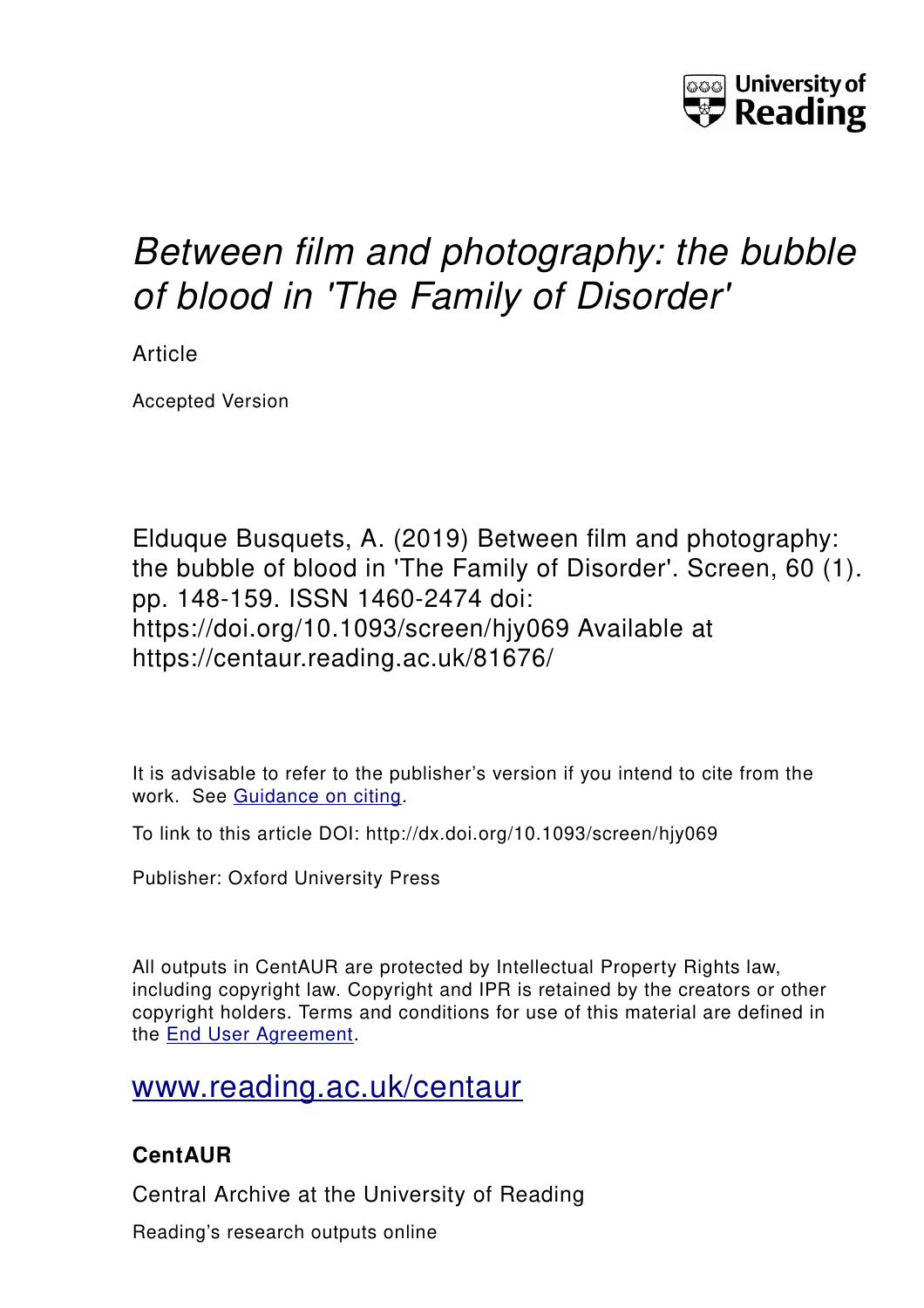# *Between film and photography: the bubble of blood in 'The Family of Disorder'*

Article

Accepted Version

Elduque Busquets, A. (2019) Between film and photography: the bubble of blood in 'The Family of Disorder'. Screen, 60 (1). pp. 148-159. ISSN 1460-2474 doi: https://doi.org/10.1093/screen/hjy069 Available at https://centaur.reading.ac.uk/81676/

It is advisable to refer to the publisher's version if you intend to cite from the work. See Guidance on citing.

To link to this article DOI: http://dx.doi.org/10.1093/screen/hjy069

Publisher: Oxford University Press

All outputs in CentAUR are protected by Intellectual Property Rights law, including copyright law. Copyright and IPR is retained by the creators or other copyright holders. Terms and conditions for use of this material are defined in the End User Agreement.

www.reading.ac.uk/centaur

**CentAUR**

Central Archive at the University of Reading

Reading's research outputs online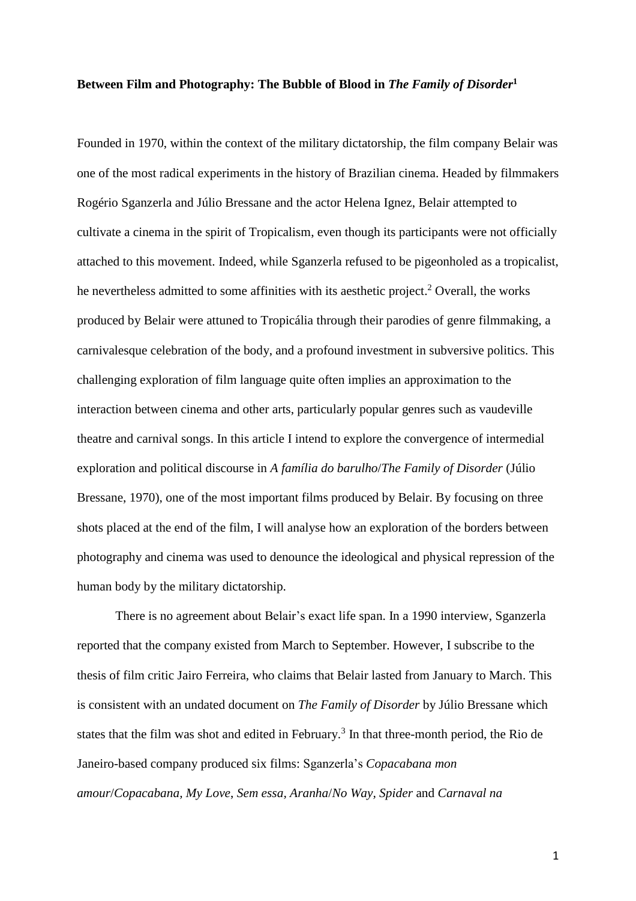**Between Film and Photography: The Bubble of Blood in *The Family of Disorder*[1]**

Founded in 1970, within the context of the military dictatorship, the film company Belair was one of the most radical experiments in the history of Brazilian cinema. Headed by filmmakers Rogério Sganzerla and Júlio Bressane and the actor Helena Ignez, Belair attempted to cultivate a cinema in the spirit of Tropicalism, even though its participants were not officially attached to this movement. Indeed, while Sganzerla refused to be pigeonholed as a tropicalist, he nevertheless admitted to some affinities with its aesthetic project.[2] Overall, the works produced by Belair were attuned to Tropicália through their parodies of genre filmmaking, a carnivalesque celebration of the body, and a profound investment in subversive politics. This challenging exploration of film language quite often implies an approximation to the interaction between cinema and other arts, particularly popular genres such as vaudeville theatre and carnival songs. In this article I intend to explore the convergence of intermedial exploration and political discourse in *A família do barulho*/*The Family of Disorder* (Júlio Bressane, 1970), one of the most important films produced by Belair. By focusing on three shots placed at the end of the film, I will analyse how an exploration of the borders between photography and cinema was used to denounce the ideological and physical repression of the human body by the military dictatorship.

There is no agreement about Belair's exact life span. In a 1990 interview, Sganzerla reported that the company existed from March to September. However, I subscribe to the thesis of film critic Jairo Ferreira, who claims that Belair lasted from January to March. This is consistent with an undated document on *The Family of Disorder* by Júlio Bressane which states that the film was shot and edited in February.[3] In that three-month period, the Rio de Janeiro-based company produced six films: Sganzerla's *Copacabana mon amour*/*Copacabana, My Love*, *Sem essa, Aranha*/*No Way, Spider* and *Carnaval na*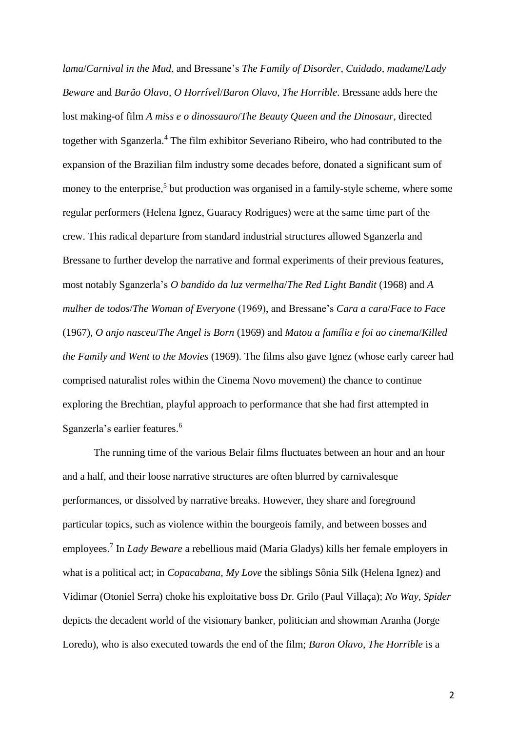*lama*/*Carnival in the Mud*, and Bressane's *The Family of Disorder*, *Cuidado, madame*/*Lady Beware* and *Barão Olavo, O Horrível*/*Baron Olavo, The Horrible*. Bressane adds here the lost making-of film *A miss e o dinossauro*/*The Beauty Queen and the Dinosaur*, directed together with Sganzerla.[4] The film exhibitor Severiano Ribeiro, who had contributed to the expansion of the Brazilian film industry some decades before, donated a significant sum of money to the enterprise,[5] but production was organised in a family-style scheme, where some regular performers (Helena Ignez, Guaracy Rodrigues) were at the same time part of the crew. This radical departure from standard industrial structures allowed Sganzerla and Bressane to further develop the narrative and formal experiments of their previous features, most notably Sganzerla's *O bandido da luz vermelha*/*The Red Light Bandit* (1968) and *A mulher de todos*/*The Woman of Everyone* (1969), and Bressane's *Cara a cara*/*Face to Face* (1967), *O anjo nasceu*/*The Angel is Born* (1969) and *Matou a família e foi ao cinema*/*Killed the Family and Went to the Movies* (1969). The films also gave Ignez (whose early career had comprised naturalist roles within the Cinema Novo movement) the chance to continue exploring the Brechtian, playful approach to performance that she had first attempted in Sganzerla's earlier features.[6]

The running time of the various Belair films fluctuates between an hour and an hour and a half, and their loose narrative structures are often blurred by carnivalesque performances, or dissolved by narrative breaks. However, they share and foreground particular topics, such as violence within the bourgeois family, and between bosses and employees.[7] In *Lady Beware* a rebellious maid (Maria Gladys) kills her female employers in what is a political act; in *Copacabana, My Love* the siblings Sônia Silk (Helena Ignez) and Vidimar (Otoniel Serra) choke his exploitative boss Dr. Grilo (Paul Villaça); *No Way, Spider* depicts the decadent world of the visionary banker, politician and showman Aranha (Jorge Loredo), who is also executed towards the end of the film; *Baron Olavo, The Horrible* is a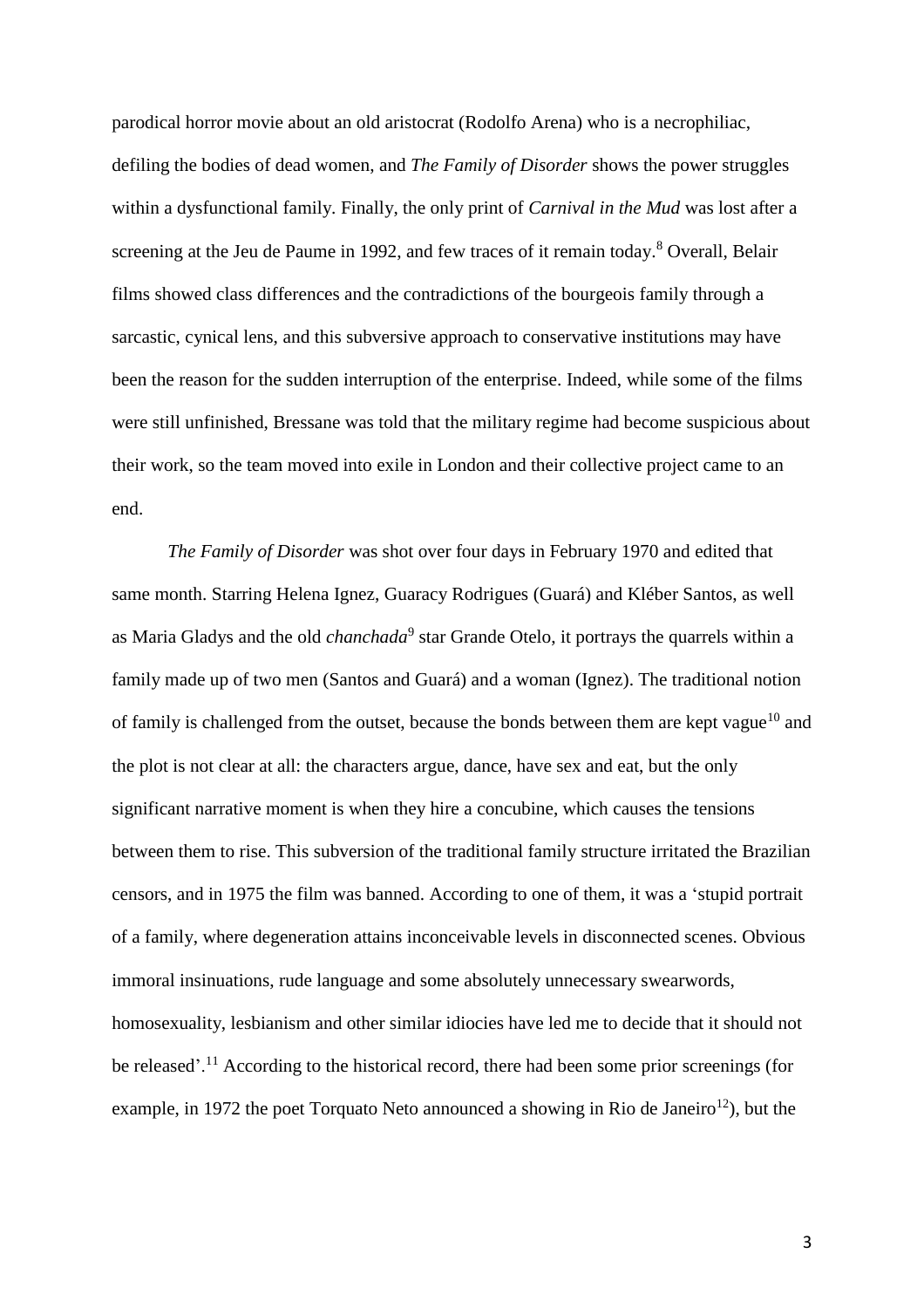parodical horror movie about an old aristocrat (Rodolfo Arena) who is a necrophiliac, defiling the bodies of dead women, and *The Family of Disorder* shows the power struggles within a dysfunctional family. Finally, the only print of *Carnival in the Mud* was lost after a screening at the Jeu de Paume in 1992, and few traces of it remain today.[8] Overall, Belair films showed class differences and the contradictions of the bourgeois family through a sarcastic, cynical lens, and this subversive approach to conservative institutions may have been the reason for the sudden interruption of the enterprise. Indeed, while some of the films were still unfinished, Bressane was told that the military regime had become suspicious about their work, so the team moved into exile in London and their collective project came to an end.

*The Family of Disorder* was shot over four days in February 1970 and edited that same month. Starring Helena Ignez, Guaracy Rodrigues (Guará) and Kléber Santos, as well as Maria Gladys and the old *chanchada*[9] star Grande Otelo, it portrays the quarrels within a family made up of two men (Santos and Guará) and a woman (Ignez). The traditional notion of family is challenged from the outset, because the bonds between them are kept vague[10] and the plot is not clear at all: the characters argue, dance, have sex and eat, but the only significant narrative moment is when they hire a concubine, which causes the tensions between them to rise. This subversion of the traditional family structure irritated the Brazilian censors, and in 1975 the film was banned. According to one of them, it was a 'stupid portrait of a family, where degeneration attains inconceivable levels in disconnected scenes. Obvious immoral insinuations, rude language and some absolutely unnecessary swearwords, homosexuality, lesbianism and other similar idiocies have led me to decide that it should not be released'.[11] According to the historical record, there had been some prior screenings (for example, in 1972 the poet Torquato Neto announced a showing in Rio de Janeiro[12]), but the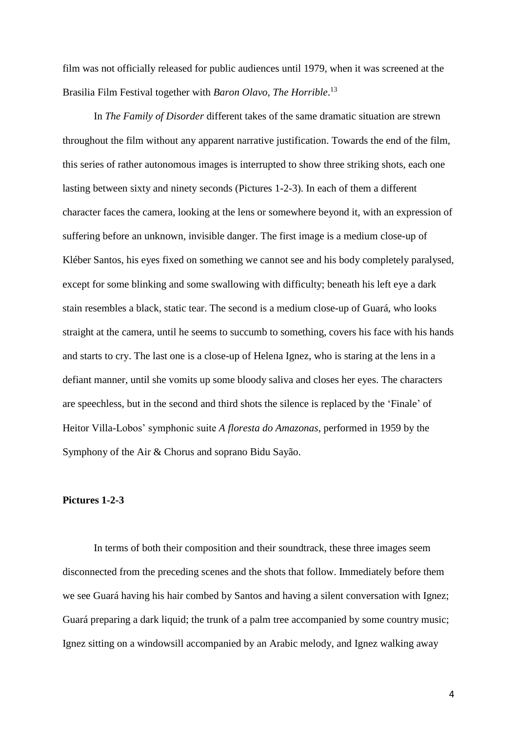film was not officially released for public audiences until 1979, when it was screened at the Brasilia Film Festival together with *Baron Olavo, The Horrible*.[13]

In *The Family of Disorder* different takes of the same dramatic situation are strewn throughout the film without any apparent narrative justification. Towards the end of the film, this series of rather autonomous images is interrupted to show three striking shots, each one lasting between sixty and ninety seconds (Pictures 1-2-3). In each of them a different character faces the camera, looking at the lens or somewhere beyond it, with an expression of suffering before an unknown, invisible danger. The first image is a medium close-up of Kléber Santos, his eyes fixed on something we cannot see and his body completely paralysed, except for some blinking and some swallowing with difficulty; beneath his left eye a dark stain resembles a black, static tear. The second is a medium close-up of Guará, who looks straight at the camera, until he seems to succumb to something, covers his face with his hands and starts to cry. The last one is a close-up of Helena Ignez, who is staring at the lens in a defiant manner, until she vomits up some bloody saliva and closes her eyes. The characters are speechless, but in the second and third shots the silence is replaced by the 'Finale' of Heitor Villa-Lobos' symphonic suite *A floresta do Amazonas*, performed in 1959 by the Symphony of the Air & Chorus and soprano Bidu Sayão.

**Pictures 1-2-3**

In terms of both their composition and their soundtrack, these three images seem disconnected from the preceding scenes and the shots that follow. Immediately before them we see Guará having his hair combed by Santos and having a silent conversation with Ignez; Guará preparing a dark liquid; the trunk of a palm tree accompanied by some country music; Ignez sitting on a windowsill accompanied by an Arabic melody, and Ignez walking away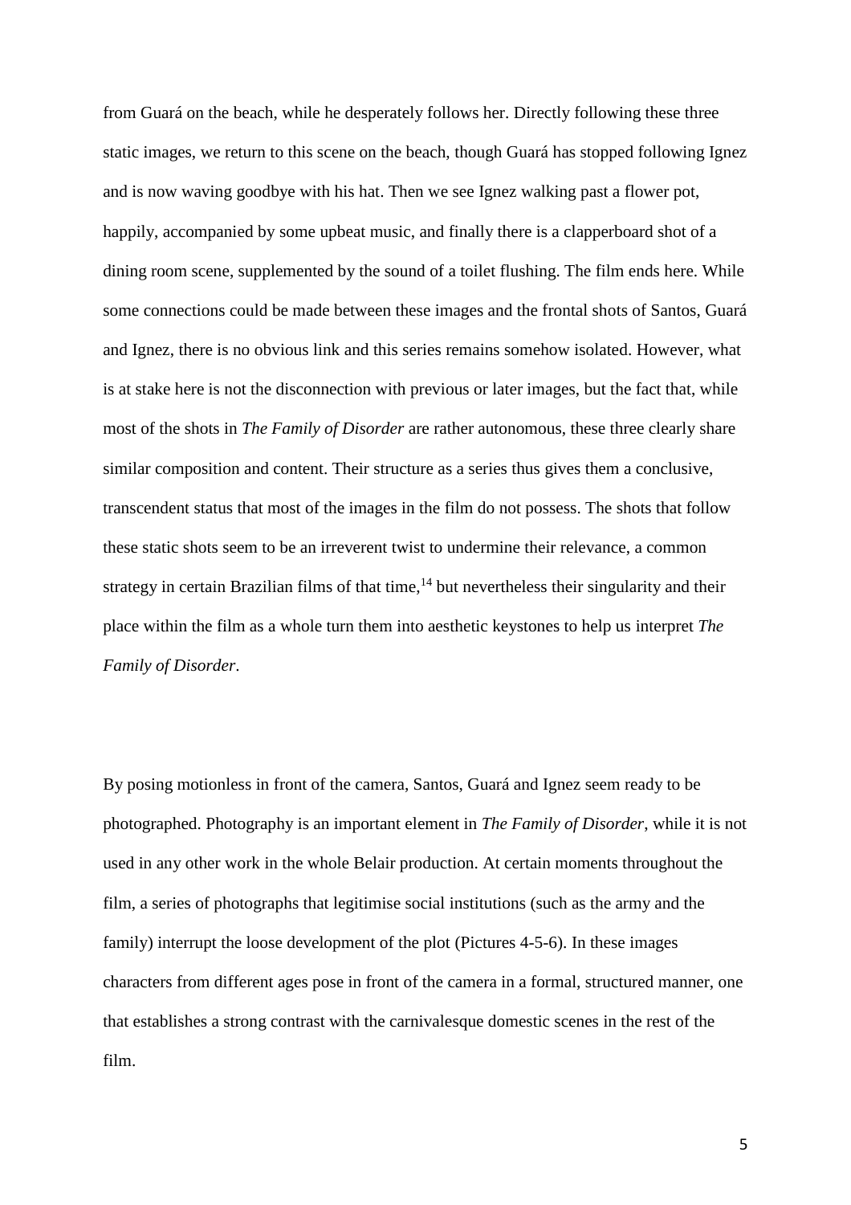from Guará on the beach, while he desperately follows her. Directly following these three static images, we return to this scene on the beach, though Guará has stopped following Ignez and is now waving goodbye with his hat. Then we see Ignez walking past a flower pot, happily, accompanied by some upbeat music, and finally there is a clapperboard shot of a dining room scene, supplemented by the sound of a toilet flushing. The film ends here. While some connections could be made between these images and the frontal shots of Santos, Guará and Ignez, there is no obvious link and this series remains somehow isolated. However, what is at stake here is not the disconnection with previous or later images, but the fact that, while most of the shots in *The Family of Disorder* are rather autonomous, these three clearly share similar composition and content. Their structure as a series thus gives them a conclusive, transcendent status that most of the images in the film do not possess. The shots that follow these static shots seem to be an irreverent twist to undermine their relevance, a common strategy in certain Brazilian films of that time,[14] but nevertheless their singularity and their place within the film as a whole turn them into aesthetic keystones to help us interpret *The Family of Disorder*.

By posing motionless in front of the camera, Santos, Guará and Ignez seem ready to be photographed. Photography is an important element in *The Family of Disorder*, while it is not used in any other work in the whole Belair production. At certain moments throughout the film, a series of photographs that legitimise social institutions (such as the army and the family) interrupt the loose development of the plot (Pictures 4-5-6). In these images characters from different ages pose in front of the camera in a formal, structured manner, one that establishes a strong contrast with the carnivalesque domestic scenes in the rest of the film.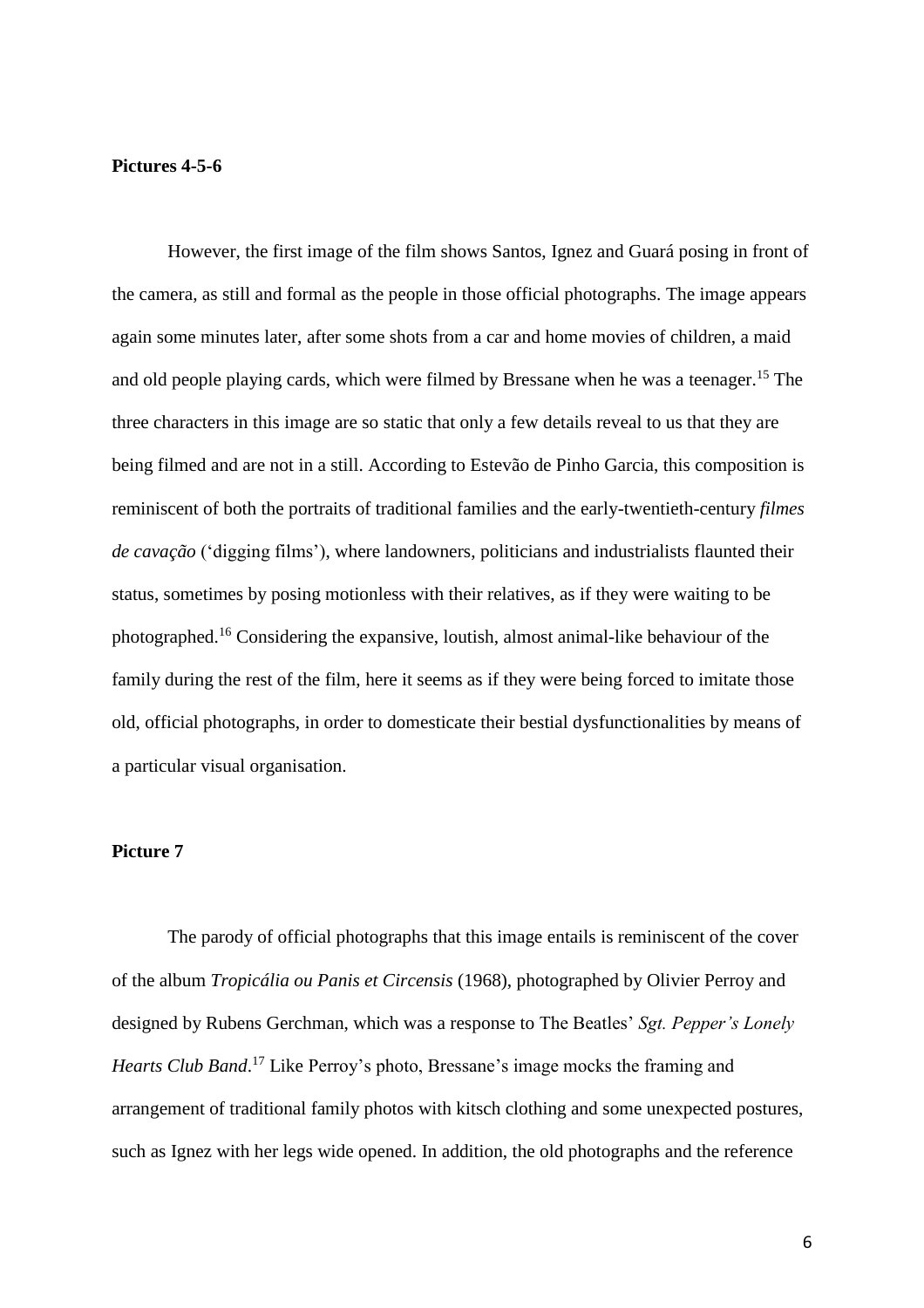**Pictures 4-5-6**

However, the first image of the film shows Santos, Ignez and Guará posing in front of the camera, as still and formal as the people in those official photographs. The image appears again some minutes later, after some shots from a car and home movies of children, a maid and old people playing cards, which were filmed by Bressane when he was a teenager.[15] The three characters in this image are so static that only a few details reveal to us that they are being filmed and are not in a still. According to Estevão de Pinho Garcia, this composition is reminiscent of both the portraits of traditional families and the early-twentieth-century *filmes de cavação* ('digging films'), where landowners, politicians and industrialists flaunted their status, sometimes by posing motionless with their relatives, as if they were waiting to be photographed.[16] Considering the expansive, loutish, almost animal-like behaviour of the family during the rest of the film, here it seems as if they were being forced to imitate those old, official photographs, in order to domesticate their bestial dysfunctionalities by means of a particular visual organisation.

**Picture 7**

The parody of official photographs that this image entails is reminiscent of the cover of the album *Tropicália ou Panis et Circensis* (1968), photographed by Olivier Perroy and designed by Rubens Gerchman, which was a response to The Beatles' *Sgt. Pepper's Lonely Hearts Club Band*.[17] Like Perroy's photo, Bressane's image mocks the framing and arrangement of traditional family photos with kitsch clothing and some unexpected postures, such as Ignez with her legs wide opened. In addition, the old photographs and the reference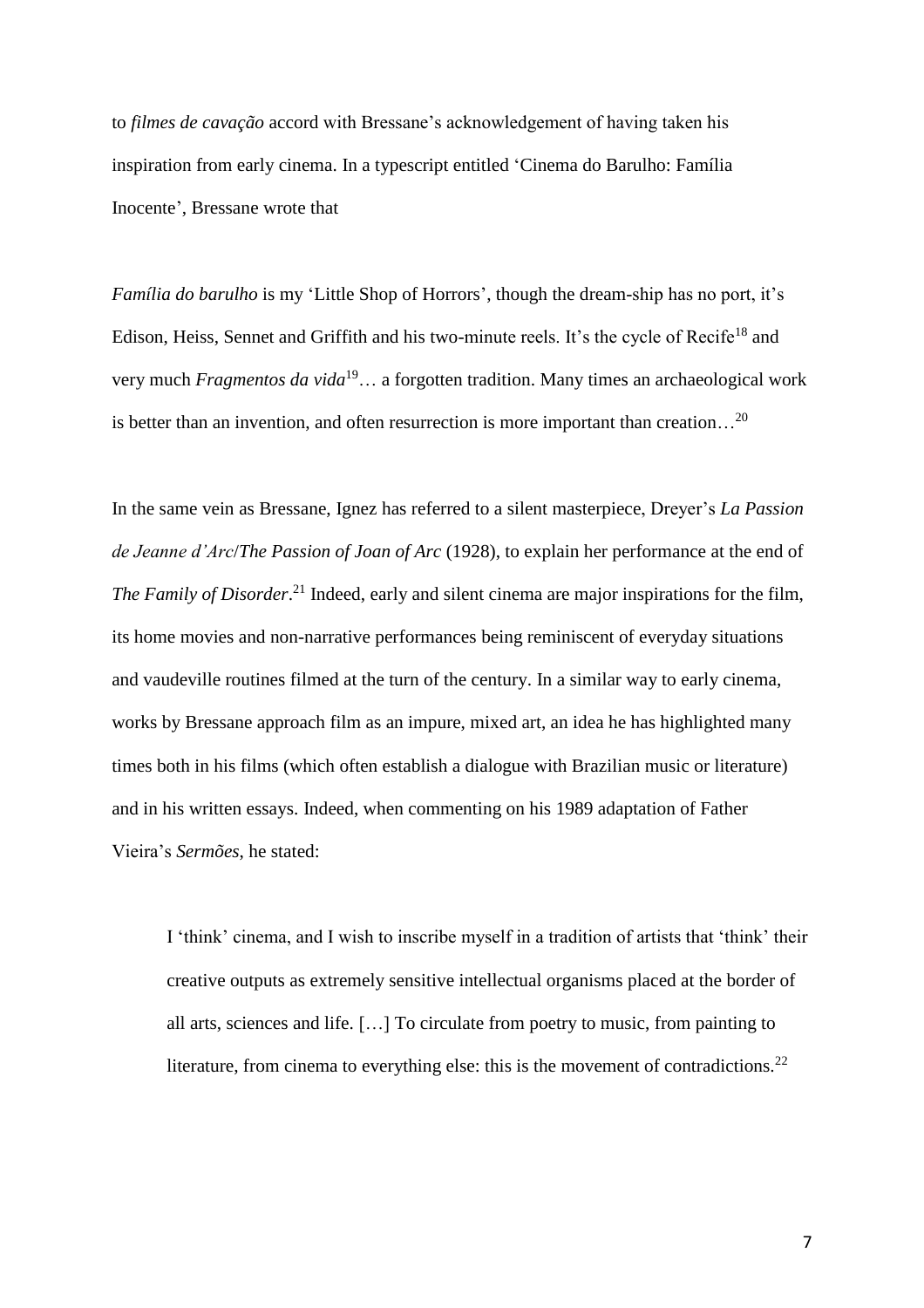to *filmes de cavação* accord with Bressane's acknowledgement of having taken his inspiration from early cinema. In a typescript entitled 'Cinema do Barulho: Família Inocente', Bressane wrote that

*Família do barulho* is my 'Little Shop of Horrors', though the dream-ship has no port, it's Edison, Heiss, Sennet and Griffith and his two-minute reels. It's the cycle of Recife[18] and very much *Fragmentos da vida*[19]… a forgotten tradition. Many times an archaeological work is better than an invention, and often resurrection is more important than creation…[20]

In the same vein as Bressane, Ignez has referred to a silent masterpiece, Dreyer's *La Passion de Jeanne d'Arc*/*The Passion of Joan of Arc* (1928), to explain her performance at the end of *The Family of Disorder*.[21] Indeed, early and silent cinema are major inspirations for the film, its home movies and non-narrative performances being reminiscent of everyday situations and vaudeville routines filmed at the turn of the century. In a similar way to early cinema, works by Bressane approach film as an impure, mixed art, an idea he has highlighted many times both in his films (which often establish a dialogue with Brazilian music or literature) and in his written essays. Indeed, when commenting on his 1989 adaptation of Father Vieira's *Sermões*, he stated:

> I 'think' cinema, and I wish to inscribe myself in a tradition of artists that 'think' their creative outputs as extremely sensitive intellectual organisms placed at the border of all arts, sciences and life. […] To circulate from poetry to music, from painting to literature, from cinema to everything else: this is the movement of contradictions.[22]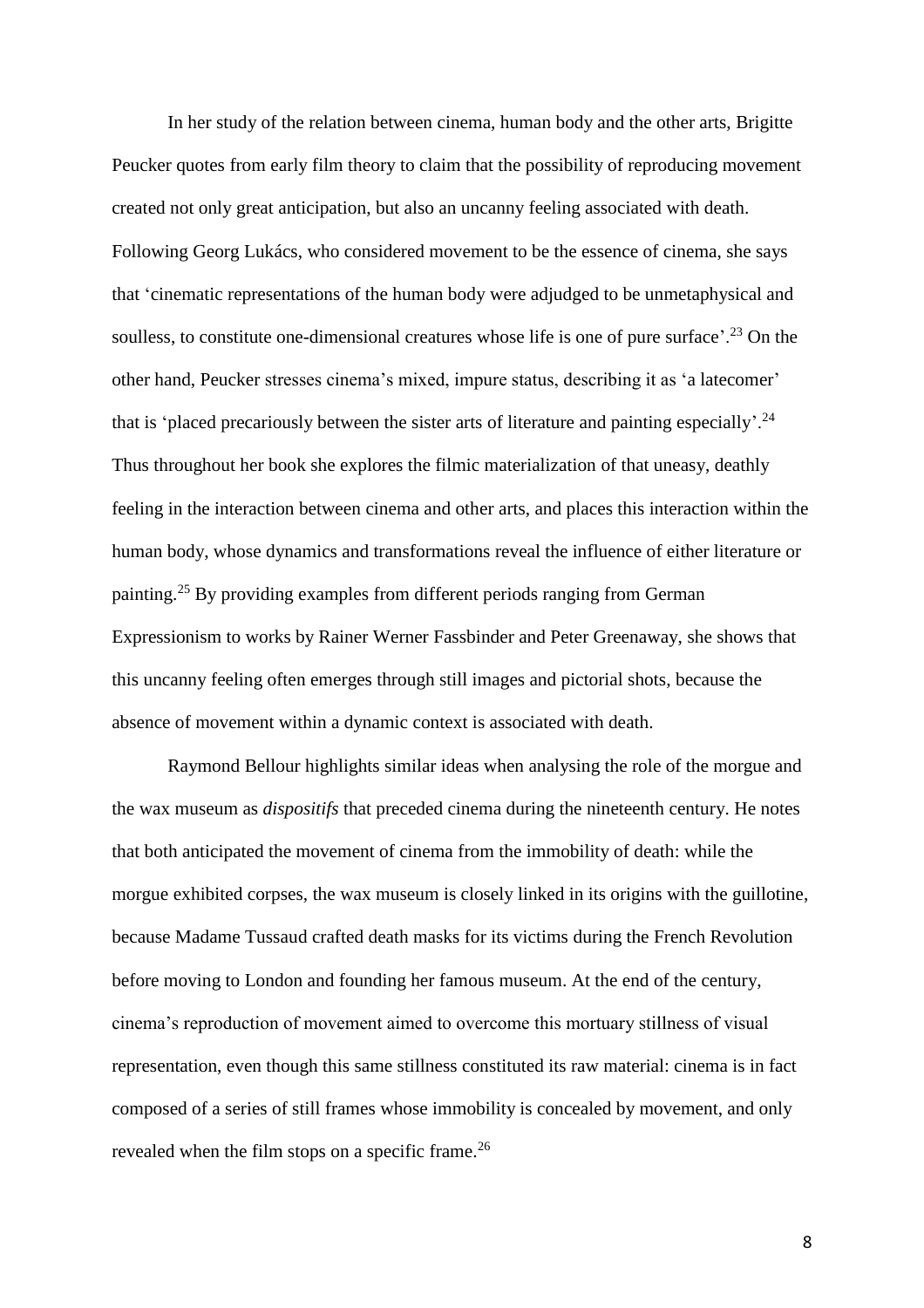In her study of the relation between cinema, human body and the other arts, Brigitte Peucker quotes from early film theory to claim that the possibility of reproducing movement created not only great anticipation, but also an uncanny feeling associated with death. Following Georg Lukács, who considered movement to be the essence of cinema, she says that 'cinematic representations of the human body were adjudged to be unmetaphysical and soulless, to constitute one-dimensional creatures whose life is one of pure surface'.[23] On the other hand, Peucker stresses cinema's mixed, impure status, describing it as 'a latecomer' that is 'placed precariously between the sister arts of literature and painting especially'.[24] Thus throughout her book she explores the filmic materialization of that uneasy, deathly feeling in the interaction between cinema and other arts, and places this interaction within the human body, whose dynamics and transformations reveal the influence of either literature or painting.[25] By providing examples from different periods ranging from German Expressionism to works by Rainer Werner Fassbinder and Peter Greenaway, she shows that this uncanny feeling often emerges through still images and pictorial shots, because the absence of movement within a dynamic context is associated with death.

Raymond Bellour highlights similar ideas when analysing the role of the morgue and the wax museum as *dispositifs* that preceded cinema during the nineteenth century. He notes that both anticipated the movement of cinema from the immobility of death: while the morgue exhibited corpses, the wax museum is closely linked in its origins with the guillotine, because Madame Tussaud crafted death masks for its victims during the French Revolution before moving to London and founding her famous museum. At the end of the century, cinema's reproduction of movement aimed to overcome this mortuary stillness of visual representation, even though this same stillness constituted its raw material: cinema is in fact composed of a series of still frames whose immobility is concealed by movement, and only revealed when the film stops on a specific frame.[26]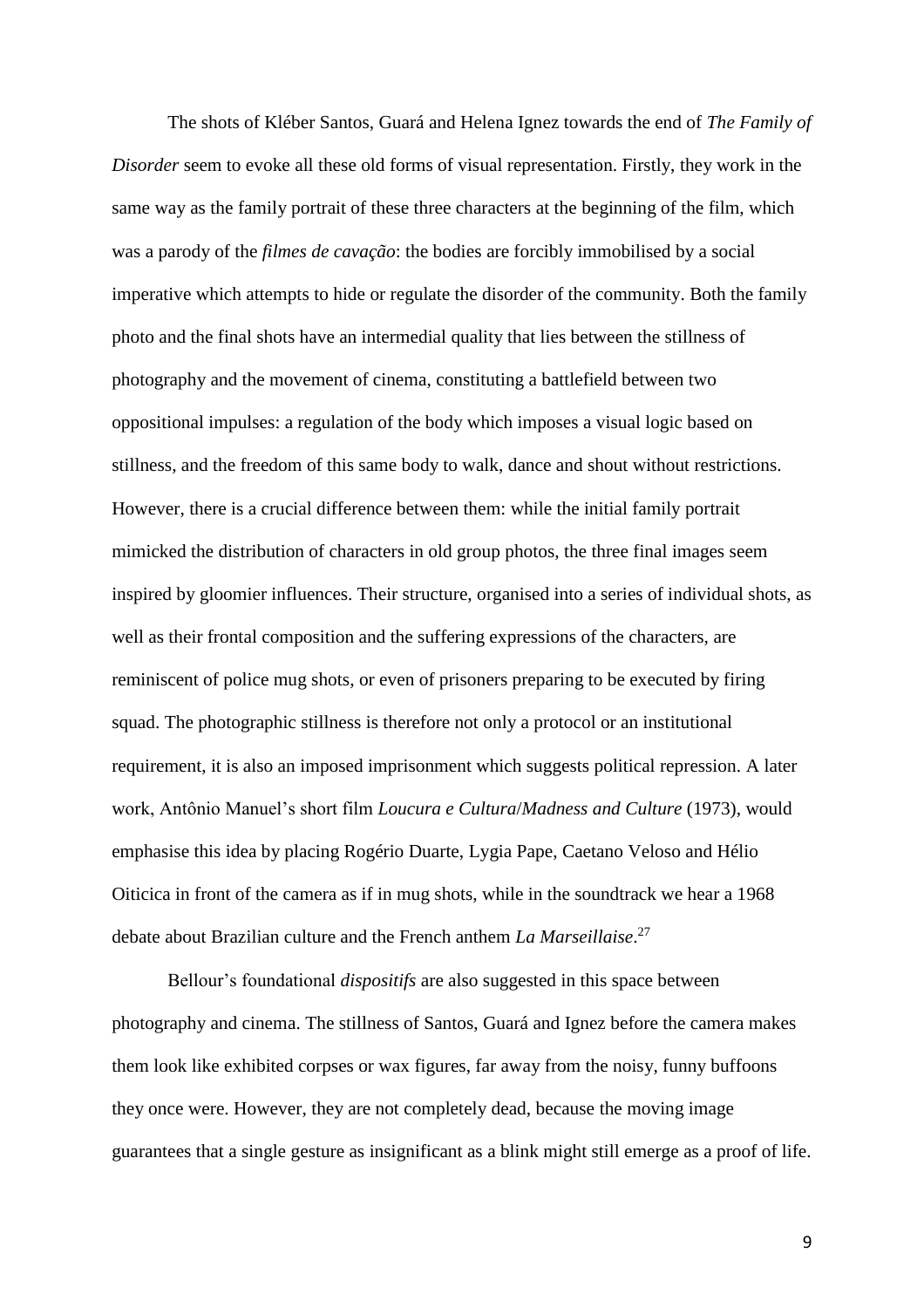The shots of Kléber Santos, Guará and Helena Ignez towards the end of *The Family of Disorder* seem to evoke all these old forms of visual representation. Firstly, they work in the same way as the family portrait of these three characters at the beginning of the film, which was a parody of the *filmes de cavação*: the bodies are forcibly immobilised by a social imperative which attempts to hide or regulate the disorder of the community. Both the family photo and the final shots have an intermedial quality that lies between the stillness of photography and the movement of cinema, constituting a battlefield between two oppositional impulses: a regulation of the body which imposes a visual logic based on stillness, and the freedom of this same body to walk, dance and shout without restrictions. However, there is a crucial difference between them: while the initial family portrait mimicked the distribution of characters in old group photos, the three final images seem inspired by gloomier influences. Their structure, organised into a series of individual shots, as well as their frontal composition and the suffering expressions of the characters, are reminiscent of police mug shots, or even of prisoners preparing to be executed by firing squad. The photographic stillness is therefore not only a protocol or an institutional requirement, it is also an imposed imprisonment which suggests political repression. A later work, Antônio Manuel's short film *Loucura e Cultura*/*Madness and Culture* (1973), would emphasise this idea by placing Rogério Duarte, Lygia Pape, Caetano Veloso and Hélio Oiticica in front of the camera as if in mug shots, while in the soundtrack we hear a 1968 debate about Brazilian culture and the French anthem *La Marseillaise*.[27]

Bellour's foundational *dispositifs* are also suggested in this space between photography and cinema. The stillness of Santos, Guará and Ignez before the camera makes them look like exhibited corpses or wax figures, far away from the noisy, funny buffoons they once were. However, they are not completely dead, because the moving image guarantees that a single gesture as insignificant as a blink might still emerge as a proof of life.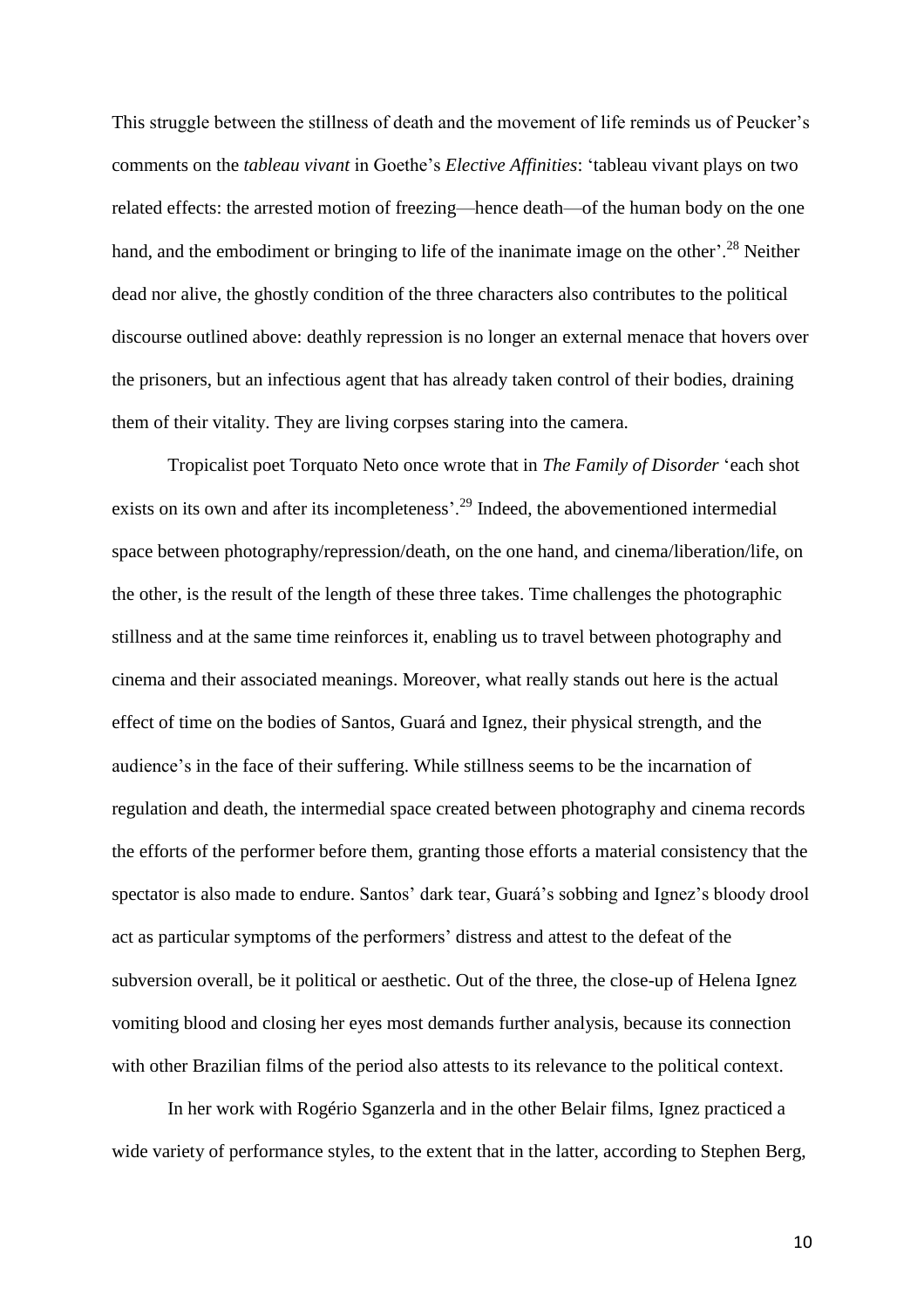This struggle between the stillness of death and the movement of life reminds us of Peucker's comments on the *tableau vivant* in Goethe's *Elective Affinities*: 'tableau vivant plays on two related effects: the arrested motion of freezing—hence death—of the human body on the one hand, and the embodiment or bringing to life of the inanimate image on the other'.[28] Neither dead nor alive, the ghostly condition of the three characters also contributes to the political discourse outlined above: deathly repression is no longer an external menace that hovers over the prisoners, but an infectious agent that has already taken control of their bodies, draining them of their vitality. They are living corpses staring into the camera.

Tropicalist poet Torquato Neto once wrote that in *The Family of Disorder* 'each shot exists on its own and after its incompleteness'.[29] Indeed, the abovementioned intermedial space between photography/repression/death, on the one hand, and cinema/liberation/life, on the other, is the result of the length of these three takes. Time challenges the photographic stillness and at the same time reinforces it, enabling us to travel between photography and cinema and their associated meanings. Moreover, what really stands out here is the actual effect of time on the bodies of Santos, Guará and Ignez, their physical strength, and the audience's in the face of their suffering. While stillness seems to be the incarnation of regulation and death, the intermedial space created between photography and cinema records the efforts of the performer before them, granting those efforts a material consistency that the spectator is also made to endure. Santos' dark tear, Guará's sobbing and Ignez's bloody drool act as particular symptoms of the performers' distress and attest to the defeat of the subversion overall, be it political or aesthetic. Out of the three, the close-up of Helena Ignez vomiting blood and closing her eyes most demands further analysis, because its connection with other Brazilian films of the period also attests to its relevance to the political context.

In her work with Rogério Sganzerla and in the other Belair films, Ignez practiced a wide variety of performance styles, to the extent that in the latter, according to Stephen Berg,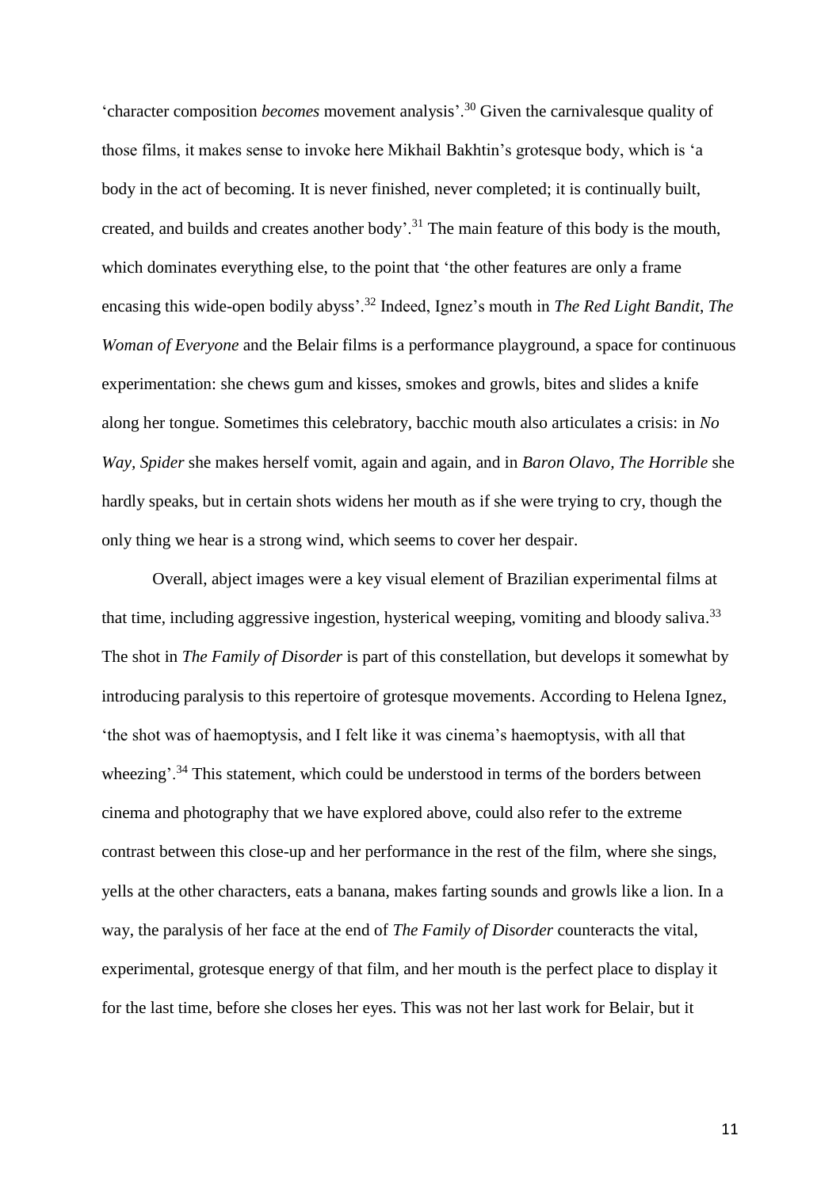'character composition *becomes* movement analysis'.[30] Given the carnivalesque quality of those films, it makes sense to invoke here Mikhail Bakhtin's grotesque body, which is 'a body in the act of becoming. It is never finished, never completed; it is continually built, created, and builds and creates another body'.[31] The main feature of this body is the mouth, which dominates everything else, to the point that 'the other features are only a frame encasing this wide-open bodily abyss'.[32] Indeed, Ignez's mouth in *The Red Light Bandit*, *The Woman of Everyone* and the Belair films is a performance playground, a space for continuous experimentation: she chews gum and kisses, smokes and growls, bites and slides a knife along her tongue. Sometimes this celebratory, bacchic mouth also articulates a crisis: in *No Way, Spider* she makes herself vomit, again and again, and in *Baron Olavo, The Horrible* she hardly speaks, but in certain shots widens her mouth as if she were trying to cry, though the only thing we hear is a strong wind, which seems to cover her despair.

Overall, abject images were a key visual element of Brazilian experimental films at that time, including aggressive ingestion, hysterical weeping, vomiting and bloody saliva.[33] The shot in *The Family of Disorder* is part of this constellation, but develops it somewhat by introducing paralysis to this repertoire of grotesque movements. According to Helena Ignez, 'the shot was of haemoptysis, and I felt like it was cinema's haemoptysis, with all that wheezing'.[34] This statement, which could be understood in terms of the borders between cinema and photography that we have explored above, could also refer to the extreme contrast between this close-up and her performance in the rest of the film, where she sings, yells at the other characters, eats a banana, makes farting sounds and growls like a lion. In a way, the paralysis of her face at the end of *The Family of Disorder* counteracts the vital, experimental, grotesque energy of that film, and her mouth is the perfect place to display it for the last time, before she closes her eyes. This was not her last work for Belair, but it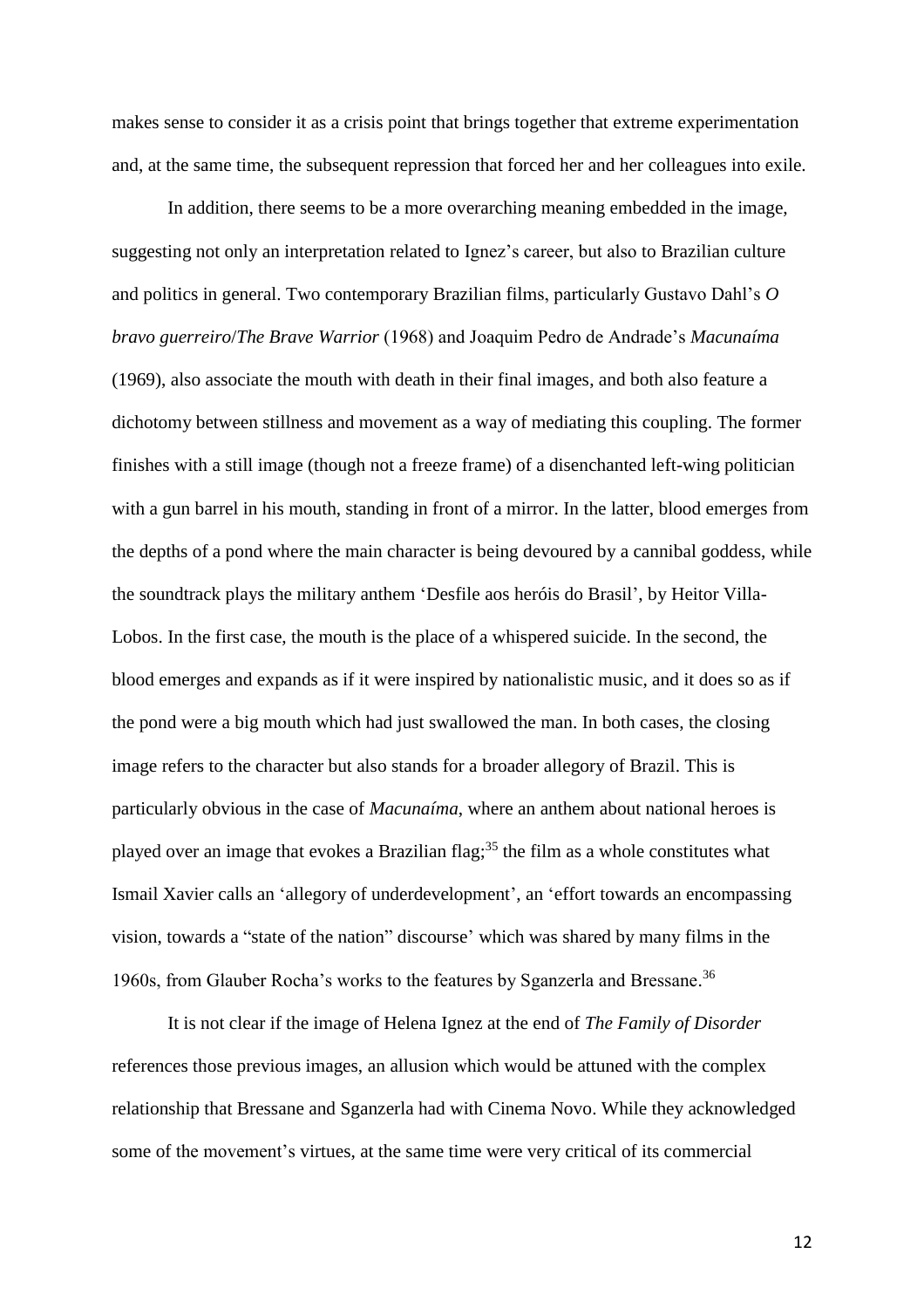makes sense to consider it as a crisis point that brings together that extreme experimentation and, at the same time, the subsequent repression that forced her and her colleagues into exile.

In addition, there seems to be a more overarching meaning embedded in the image, suggesting not only an interpretation related to Ignez's career, but also to Brazilian culture and politics in general. Two contemporary Brazilian films, particularly Gustavo Dahl's *O bravo guerreiro*/*The Brave Warrior* (1968) and Joaquim Pedro de Andrade's *Macunaíma* (1969), also associate the mouth with death in their final images, and both also feature a dichotomy between stillness and movement as a way of mediating this coupling. The former finishes with a still image (though not a freeze frame) of a disenchanted left-wing politician with a gun barrel in his mouth, standing in front of a mirror. In the latter, blood emerges from the depths of a pond where the main character is being devoured by a cannibal goddess, while the soundtrack plays the military anthem 'Desfile aos heróis do Brasil', by Heitor Villa-Lobos. In the first case, the mouth is the place of a whispered suicide. In the second, the blood emerges and expands as if it were inspired by nationalistic music, and it does so as if the pond were a big mouth which had just swallowed the man. In both cases, the closing image refers to the character but also stands for a broader allegory of Brazil. This is particularly obvious in the case of *Macunaíma*, where an anthem about national heroes is played over an image that evokes a Brazilian flag;[35] the film as a whole constitutes what Ismail Xavier calls an 'allegory of underdevelopment', an 'effort towards an encompassing vision, towards a "state of the nation" discourse' which was shared by many films in the 1960s, from Glauber Rocha's works to the features by Sganzerla and Bressane.[36]

It is not clear if the image of Helena Ignez at the end of *The Family of Disorder* references those previous images, an allusion which would be attuned with the complex relationship that Bressane and Sganzerla had with Cinema Novo. While they acknowledged some of the movement's virtues, at the same time were very critical of its commercial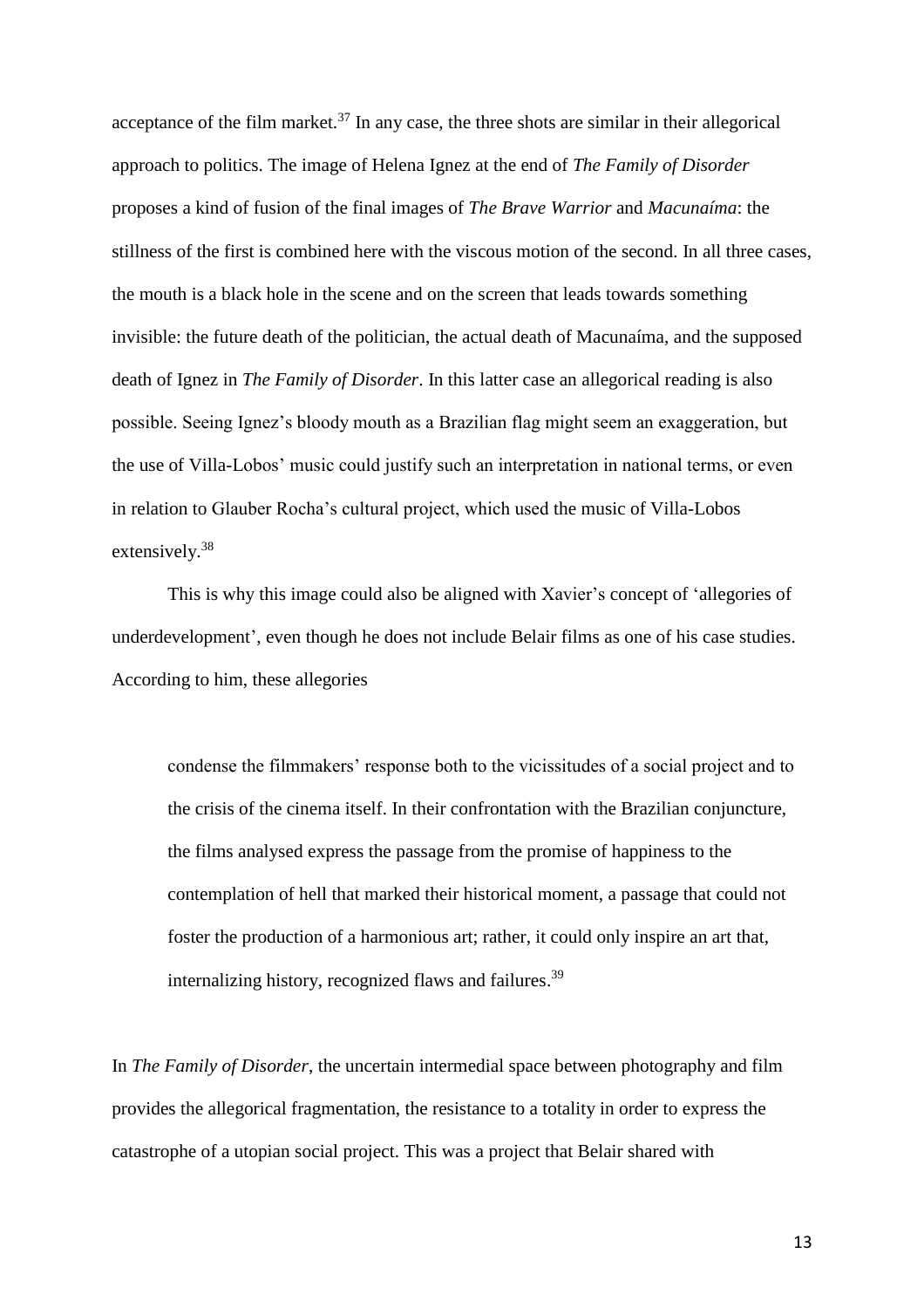acceptance of the film market.[37] In any case, the three shots are similar in their allegorical approach to politics. The image of Helena Ignez at the end of *The Family of Disorder* proposes a kind of fusion of the final images of *The Brave Warrior* and *Macunaíma*: the stillness of the first is combined here with the viscous motion of the second. In all three cases, the mouth is a black hole in the scene and on the screen that leads towards something invisible: the future death of the politician, the actual death of Macunaíma, and the supposed death of Ignez in *The Family of Disorder*. In this latter case an allegorical reading is also possible. Seeing Ignez's bloody mouth as a Brazilian flag might seem an exaggeration, but the use of Villa-Lobos' music could justify such an interpretation in national terms, or even in relation to Glauber Rocha's cultural project, which used the music of Villa-Lobos extensively.[38]

This is why this image could also be aligned with Xavier's concept of 'allegories of underdevelopment', even though he does not include Belair films as one of his case studies. According to him, these allegories

> condense the filmmakers' response both to the vicissitudes of a social project and to the crisis of the cinema itself. In their confrontation with the Brazilian conjuncture, the films analysed express the passage from the promise of happiness to the contemplation of hell that marked their historical moment, a passage that could not foster the production of a harmonious art; rather, it could only inspire an art that, internalizing history, recognized flaws and failures.[39]

In *The Family of Disorder*, the uncertain intermedial space between photography and film provides the allegorical fragmentation, the resistance to a totality in order to express the catastrophe of a utopian social project. This was a project that Belair shared with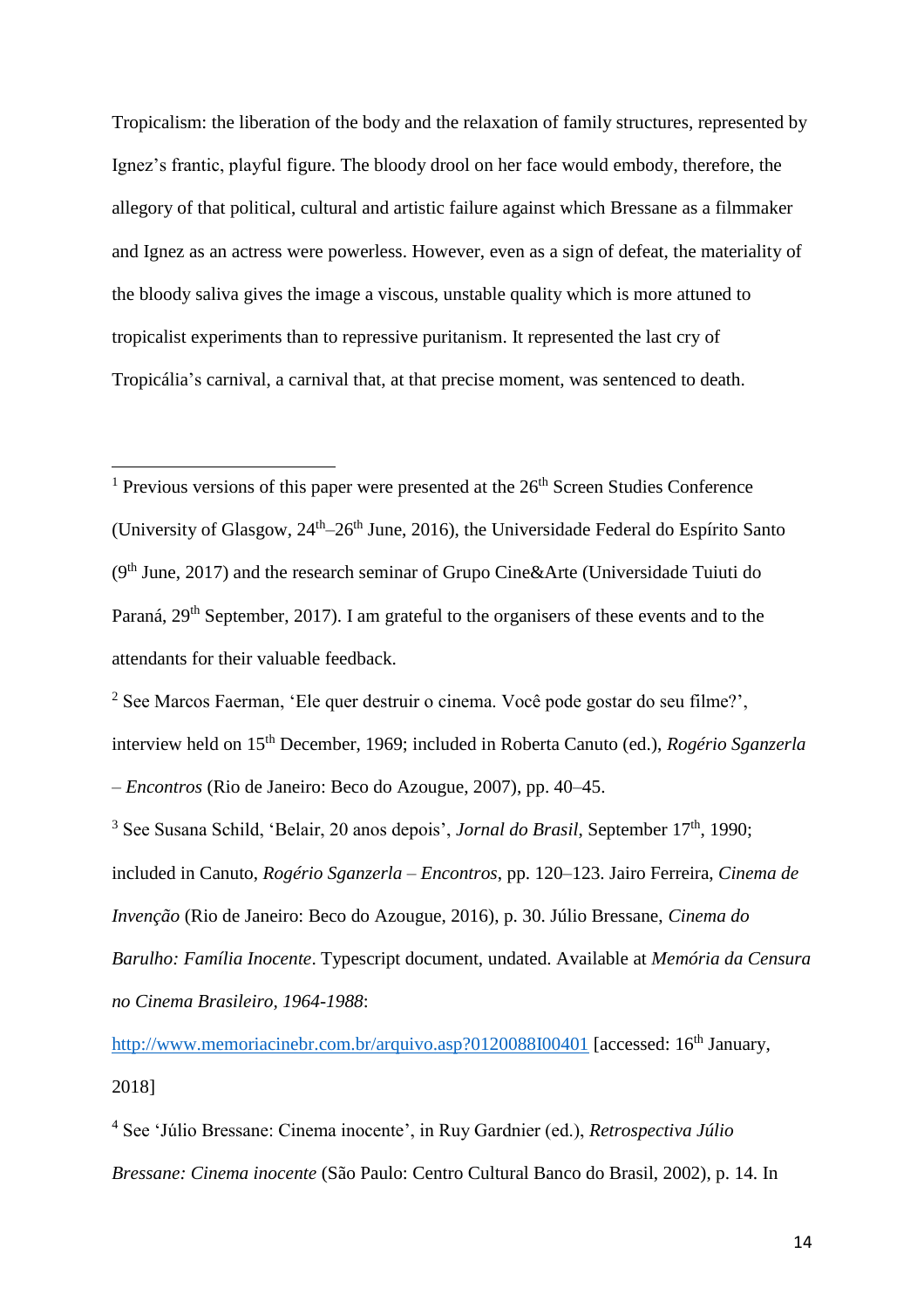Tropicalism: the liberation of the body and the relaxation of family structures, represented by Ignez's frantic, playful figure. The bloody drool on her face would embody, therefore, the allegory of that political, cultural and artistic failure against which Bressane as a filmmaker and Ignez as an actress were powerless. However, even as a sign of defeat, the materiality of the bloody saliva gives the image a viscous, unstable quality which is more attuned to tropicalist experiments than to repressive puritanism. It represented the last cry of Tropicália's carnival, a carnival that, at that precise moment, was sentenced to death.

---

[1] Previous versions of this paper were presented at the 26th Screen Studies Conference (University of Glasgow, 24th–26th June, 2016), the Universidade Federal do Espírito Santo (9th June, 2017) and the research seminar of Grupo Cine&Arte (Universidade Tuiuti do Paraná, 29th September, 2017). I am grateful to the organisers of these events and to the attendants for their valuable feedback.

[2] See Marcos Faerman, 'Ele quer destruir o cinema. Você pode gostar do seu filme?', interview held on 15th December, 1969; included in Roberta Canuto (ed.), *Rogério Sganzerla – Encontros* (Rio de Janeiro: Beco do Azougue, 2007), pp. 40–45.

[3] See Susana Schild, 'Belair, 20 anos depois', *Jornal do Brasil*, September 17th, 1990; included in Canuto, *Rogério Sganzerla – Encontros*, pp. 120–123. Jairo Ferreira, *Cinema de Invenção* (Rio de Janeiro: Beco do Azougue, 2016), p. 30. Júlio Bressane, *Cinema do Barulho: Família Inocente*. Typescript document, undated. Available at *Memória da Censura no Cinema Brasileiro, 1964-1988*:

http://www.memoriacinebr.com.br/arquivo.asp?0120088I00401 [accessed: 16th January, 2018]

[4] See 'Júlio Bressane: Cinema inocente', in Ruy Gardnier (ed.), *Retrospectiva Júlio Bressane: Cinema inocente* (São Paulo: Centro Cultural Banco do Brasil, 2002), p. 14. In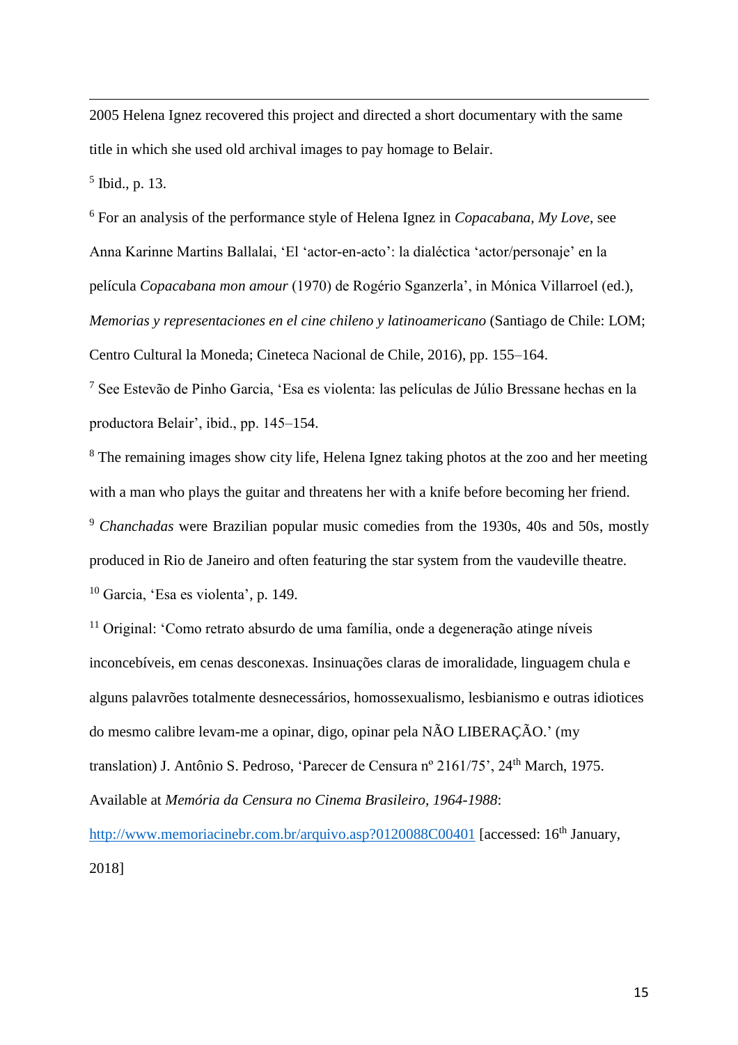2005 Helena Ignez recovered this project and directed a short documentary with the same title in which she used old archival images to pay homage to Belair.

[5] Ibid., p. 13.

[6] For an analysis of the performance style of Helena Ignez in *Copacabana, My Love*, see Anna Karinne Martins Ballalai, 'El 'actor-en-acto': la dialéctica 'actor/personaje' en la película *Copacabana mon amour* (1970) de Rogério Sganzerla', in Mónica Villarroel (ed.), *Memorias y representaciones en el cine chileno y latinoamericano* (Santiago de Chile: LOM; Centro Cultural la Moneda; Cineteca Nacional de Chile, 2016), pp. 155–164.

[7] See Estevão de Pinho Garcia, 'Esa es violenta: las películas de Júlio Bressane hechas en la productora Belair', ibid., pp. 145–154.

[8] The remaining images show city life, Helena Ignez taking photos at the zoo and her meeting with a man who plays the guitar and threatens her with a knife before becoming her friend.

[9] *Chanchadas* were Brazilian popular music comedies from the 1930s, 40s and 50s, mostly produced in Rio de Janeiro and often featuring the star system from the vaudeville theatre.

[10] Garcia, 'Esa es violenta', p. 149.

[11] Original: 'Como retrato absurdo de uma família, onde a degeneração atinge níveis inconcebíveis, em cenas desconexas. Insinuações claras de imoralidade, linguagem chula e alguns palavrões totalmente desnecessários, homossexualismo, lesbianismo e outras idiotices do mesmo calibre levam-me a opinar, digo, opinar pela NÃO LIBERAÇÃO.' (my translation) J. Antônio S. Pedroso, 'Parecer de Censura nº 2161/75', 24th March, 1975. Available at *Memória da Censura no Cinema Brasileiro, 1964-1988*: http://www.memoriacinebr.com.br/arquivo.asp?0120088C00401 [accessed: 16th January, 2018]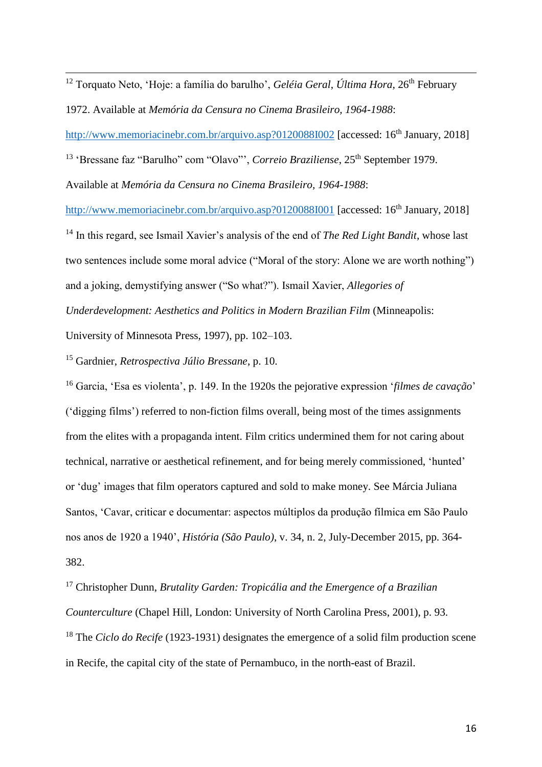[12] Torquato Neto, 'Hoje: a família do barulho', *Geléia Geral*, *Última Hora*, 26th February 1972. Available at *Memória da Censura no Cinema Brasileiro, 1964-1988*: http://www.memoriacinebr.com.br/arquivo.asp?0120088I002 [accessed: 16th January, 2018]

[13] 'Bressane faz "Barulho" com "Olavo"', *Correio Braziliense*, 25th September 1979. Available at *Memória da Censura no Cinema Brasileiro, 1964-1988*: http://www.memoriacinebr.com.br/arquivo.asp?0120088I001 [accessed: 16th January, 2018]

[14] In this regard, see Ismail Xavier's analysis of the end of *The Red Light Bandit*, whose last two sentences include some moral advice ("Moral of the story: Alone we are worth nothing") and a joking, demystifying answer ("So what?"). Ismail Xavier, *Allegories of Underdevelopment: Aesthetics and Politics in Modern Brazilian Film* (Minneapolis: University of Minnesota Press, 1997), pp. 102–103.

[15] Gardnier, *Retrospectiva Júlio Bressane*, p. 10.

[16] Garcia, 'Esa es violenta', p. 149. In the 1920s the pejorative expression '*filmes de cavação*' ('digging films') referred to non-fiction films overall, being most of the times assignments from the elites with a propaganda intent. Film critics undermined them for not caring about technical, narrative or aesthetical refinement, and for being merely commissioned, 'hunted' or 'dug' images that film operators captured and sold to make money. See Márcia Juliana Santos, 'Cavar, criticar e documentar: aspectos múltiplos da produção fílmica em São Paulo nos anos de 1920 a 1940', *História (São Paulo)*, v. 34, n. 2, July-December 2015, pp. 364-382.

[17] Christopher Dunn, *Brutality Garden: Tropicália and the Emergence of a Brazilian Counterculture* (Chapel Hill, London: University of North Carolina Press, 2001), p. 93.

[18] The *Ciclo do Recife* (1923-1931) designates the emergence of a solid film production scene in Recife, the capital city of the state of Pernambuco, in the north-east of Brazil.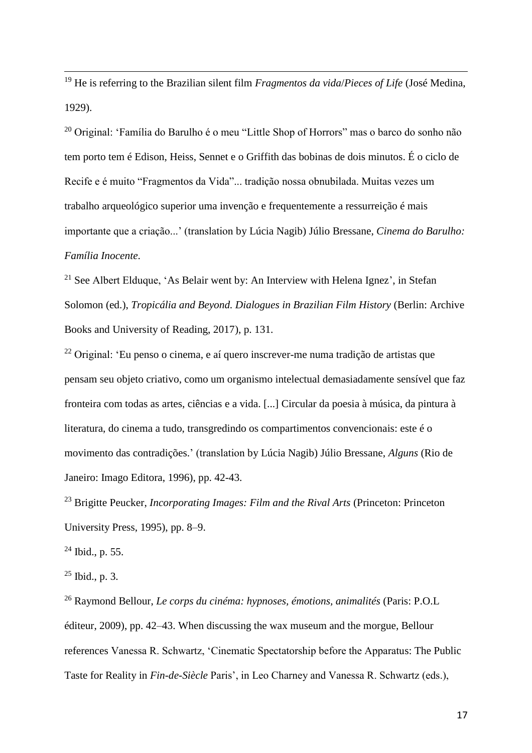[19] He is referring to the Brazilian silent film *Fragmentos da vida*/*Pieces of Life* (José Medina, 1929).

[20] Original: 'Família do Barulho é o meu "Little Shop of Horrors" mas o barco do sonho não tem porto tem é Edison, Heiss, Sennet e o Griffith das bobinas de dois minutos. É o ciclo de Recife e é muito "Fragmentos da Vida"... tradição nossa obnubilada. Muitas vezes um trabalho arqueológico superior uma invenção e frequentemente a ressurreição é mais importante que a criação...' (translation by Lúcia Nagib) Júlio Bressane, *Cinema do Barulho: Família Inocente*.

[21] See Albert Elduque, 'As Belair went by: An Interview with Helena Ignez', in Stefan Solomon (ed.), *Tropicália and Beyond. Dialogues in Brazilian Film History* (Berlin: Archive Books and University of Reading, 2017), p. 131.

[22] Original: 'Eu penso o cinema, e aí quero inscrever-me numa tradição de artistas que pensam seu objeto criativo, como um organismo intelectual demasiadamente sensível que faz fronteira com todas as artes, ciências e a vida. [...] Circular da poesia à música, da pintura à literatura, do cinema a tudo, transgredindo os compartimentos convencionais: este é o movimento das contradições.' (translation by Lúcia Nagib) Júlio Bressane, *Alguns* (Rio de Janeiro: Imago Editora, 1996), pp. 42-43.

[23] Brigitte Peucker, *Incorporating Images: Film and the Rival Arts* (Princeton: Princeton University Press, 1995), pp. 8–9.

[24] Ibid., p. 55.

[25] Ibid., p. 3.

[26] Raymond Bellour, *Le corps du cinéma: hypnoses, émotions, animalités* (Paris: P.O.L éditeur, 2009), pp. 42–43. When discussing the wax museum and the morgue, Bellour references Vanessa R. Schwartz, 'Cinematic Spectatorship before the Apparatus: The Public Taste for Reality in *Fin-de-Siècle* Paris', in Leo Charney and Vanessa R. Schwartz (eds.),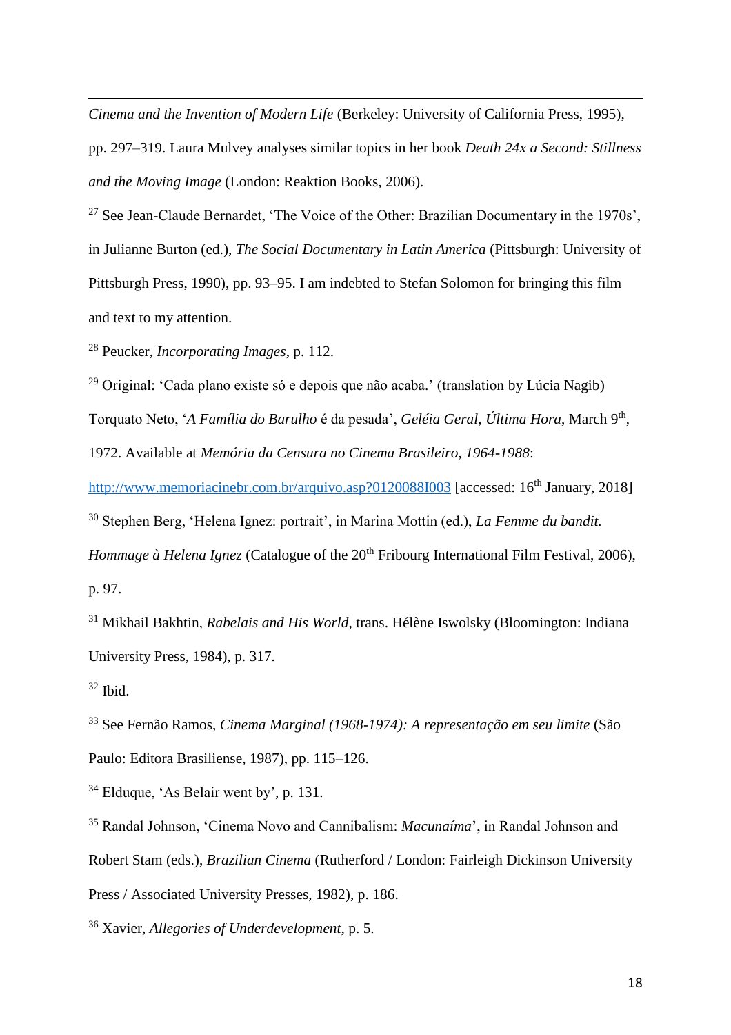*Cinema and the Invention of Modern Life* (Berkeley: University of California Press, 1995), pp. 297–319. Laura Mulvey analyses similar topics in her book *Death 24x a Second: Stillness and the Moving Image* (London: Reaktion Books, 2006).

[27] See Jean-Claude Bernardet, 'The Voice of the Other: Brazilian Documentary in the 1970s', in Julianne Burton (ed.), *The Social Documentary in Latin America* (Pittsburgh: University of Pittsburgh Press, 1990), pp. 93–95. I am indebted to Stefan Solomon for bringing this film and text to my attention.

[28] Peucker, *Incorporating Images*, p. 112.

[29] Original: 'Cada plano existe só e depois que não acaba.' (translation by Lúcia Nagib) Torquato Neto, '*A Família do Barulho* é da pesada', *Geléia Geral*, *Última Hora*, March 9th, 1972. Available at *Memória da Censura no Cinema Brasileiro, 1964-1988*: http://www.memoriacinebr.com.br/arquivo.asp?0120088I003 [accessed: 16th January, 2018]

[30] Stephen Berg, 'Helena Ignez: portrait', in Marina Mottin (ed.), *La Femme du bandit. Hommage à Helena Ignez* (Catalogue of the 20th Fribourg International Film Festival, 2006), p. 97.

[31] Mikhail Bakhtin, *Rabelais and His World*, trans. Hélène Iswolsky (Bloomington: Indiana University Press, 1984), p. 317.

[32] Ibid.

[33] See Fernão Ramos, *Cinema Marginal (1968-1974): A representação em seu limite* (São Paulo: Editora Brasiliense, 1987), pp. 115–126.

[34] Elduque, 'As Belair went by', p. 131.

[35] Randal Johnson, 'Cinema Novo and Cannibalism: *Macunaíma*', in Randal Johnson and Robert Stam (eds.), *Brazilian Cinema* (Rutherford / London: Fairleigh Dickinson University Press / Associated University Presses, 1982), p. 186.

[36] Xavier, *Allegories of Underdevelopment*, p. 5.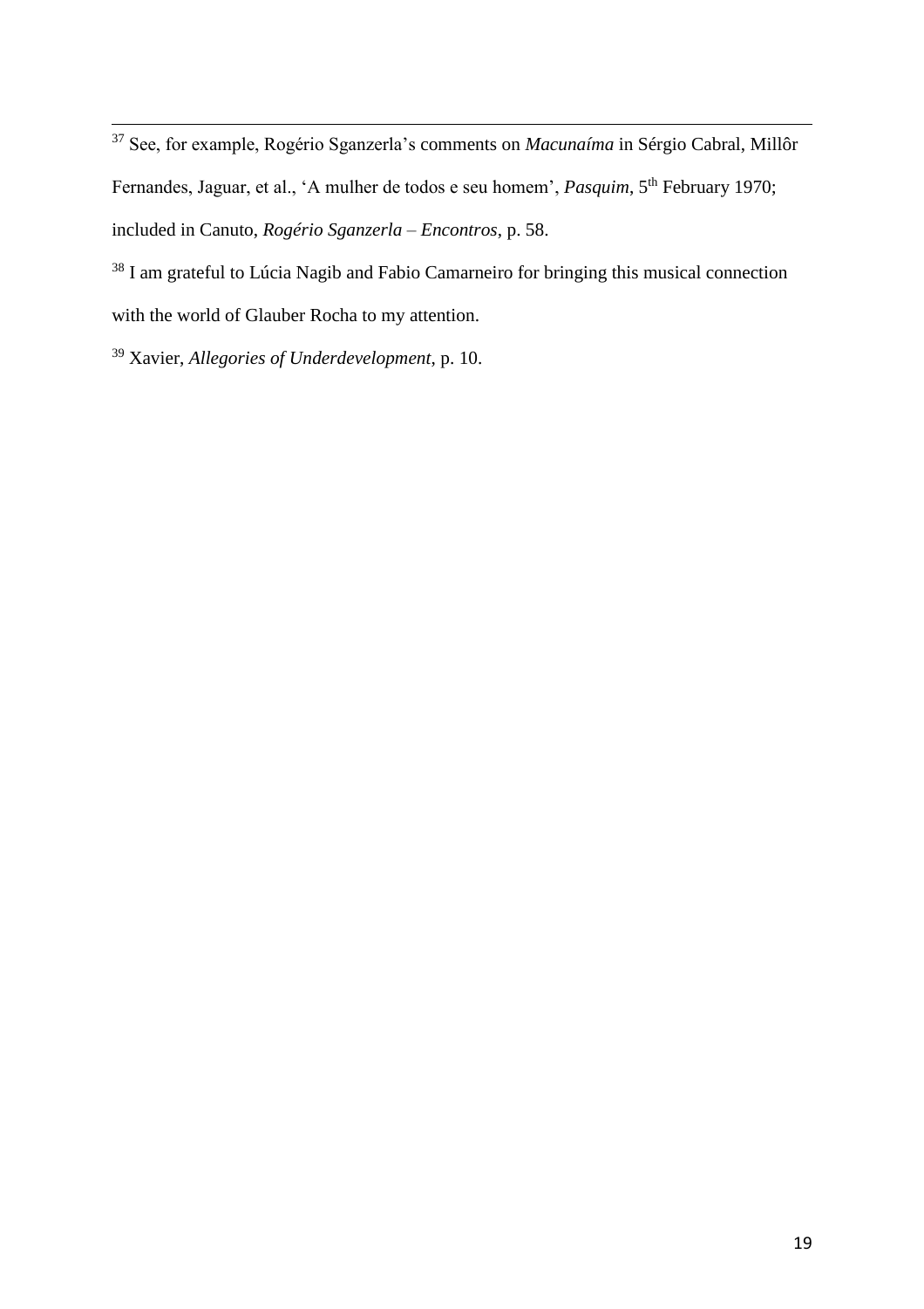[37] See, for example, Rogério Sganzerla's comments on *Macunaíma* in Sérgio Cabral, Millôr Fernandes, Jaguar, et al., 'A mulher de todos e seu homem', *Pasquim*, 5th February 1970; included in Canuto, *Rogério Sganzerla – Encontros*, p. 58.

[38] I am grateful to Lúcia Nagib and Fabio Camarneiro for bringing this musical connection with the world of Glauber Rocha to my attention.

[39] Xavier, *Allegories of Underdevelopment*, p. 10.